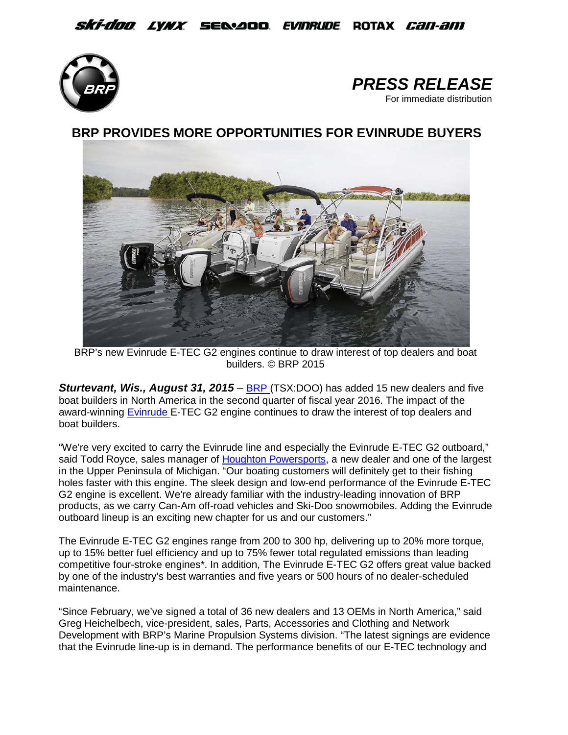ski-doo LYNX SEA-DOO EVINRUDE ROTAX CAN-AM

**PRESS RELEASE**
For immediate distribution

# BRP PROVIDES MORE OPPORTUNITIES FOR EVINRUDE BUYERS

BRP's new Evinrude E-TEC G2 engines continue to draw interest of top dealers and boat builders. © BRP 2015

***Sturtevant, Wis., August 31, 2015*** – BRP (TSX:DOO) has added 15 new dealers and five boat builders in North America in the second quarter of fiscal year 2016. The impact of the award-winning Evinrude E-TEC G2 engine continues to draw the interest of top dealers and boat builders.

"We're very excited to carry the Evinrude line and especially the Evinrude E-TEC G2 outboard," said Todd Royce, sales manager of Houghton Powersports, a new dealer and one of the largest in the Upper Peninsula of Michigan. "Our boating customers will definitely get to their fishing holes faster with this engine. The sleek design and low-end performance of the Evinrude E-TEC G2 engine is excellent. We're already familiar with the industry-leading innovation of BRP products, as we carry Can-Am off-road vehicles and Ski-Doo snowmobiles. Adding the Evinrude outboard lineup is an exciting new chapter for us and our customers."

The Evinrude E-TEC G2 engines range from 200 to 300 hp, delivering up to 20% more torque, up to 15% better fuel efficiency and up to 75% fewer total regulated emissions than leading competitive four-stroke engines*. In addition, The Evinrude E-TEC G2 offers great value backed by one of the industry's best warranties and five years or 500 hours of no dealer-scheduled maintenance.

"Since February, we've signed a total of 36 new dealers and 13 OEMs in North America," said Greg Heichelbech, vice-president, sales, Parts, Accessories and Clothing and Network Development with BRP's Marine Propulsion Systems division. "The latest signings are evidence that the Evinrude line-up is in demand. The performance benefits of our E-TEC technology and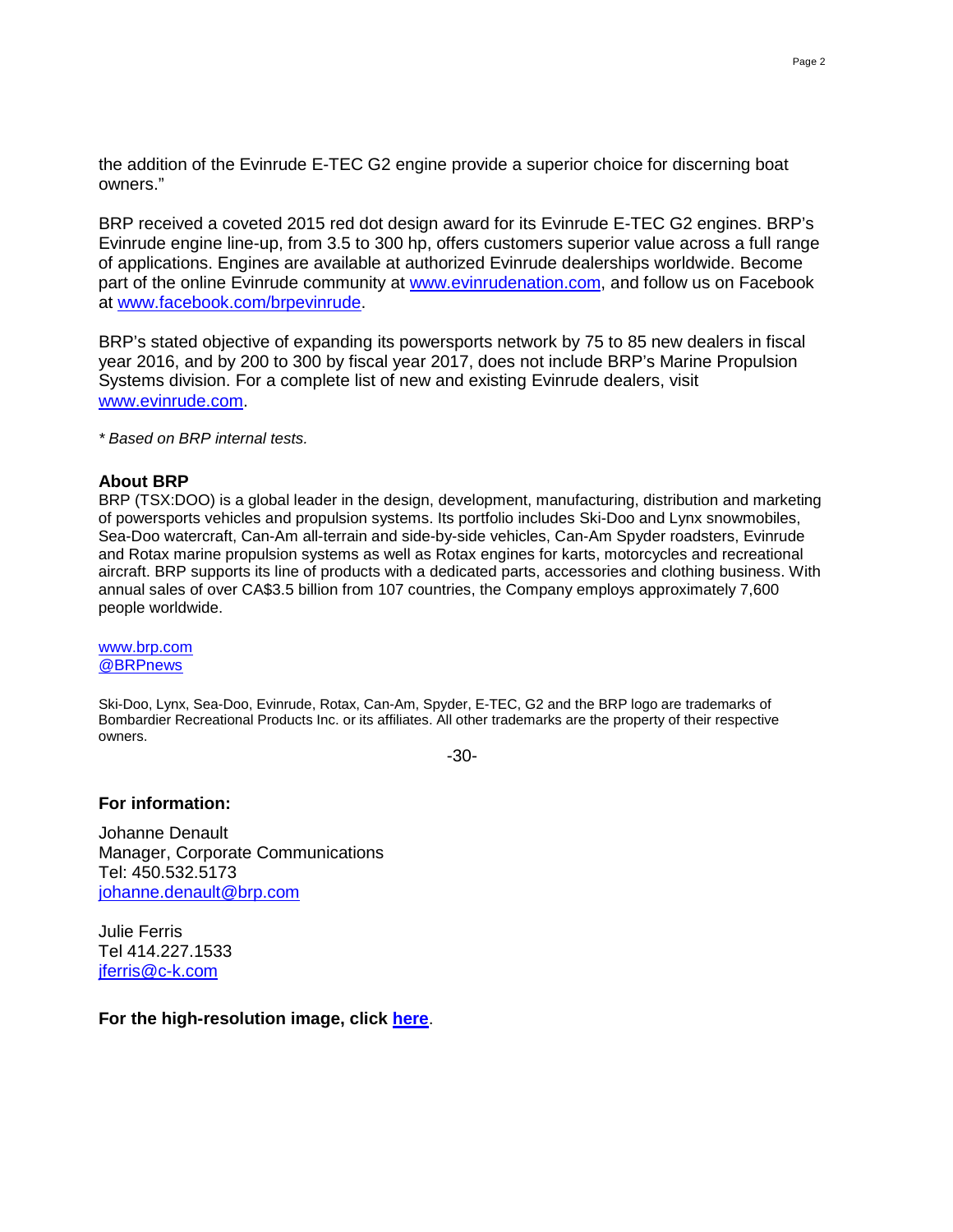the addition of the Evinrude E-TEC G2 engine provide a superior choice for discerning boat owners."

BRP received a coveted 2015 red dot design award for its Evinrude E-TEC G2 engines. BRP's Evinrude engine line-up, from 3.5 to 300 hp, offers customers superior value across a full range of applications. Engines are available at authorized Evinrude dealerships worldwide. Become part of the online Evinrude community at www.evinrudenation.com, and follow us on Facebook at www.facebook.com/brpevinrude.

BRP's stated objective of expanding its powersports network by 75 to 85 new dealers in fiscal year 2016, and by 200 to 300 by fiscal year 2017, does not include BRP's Marine Propulsion Systems division. For a complete list of new and existing Evinrude dealers, visit www.evinrude.com.

*\* Based on BRP internal tests.*

**About BRP**

BRP (TSX:DOO) is a global leader in the design, development, manufacturing, distribution and marketing of powersports vehicles and propulsion systems. Its portfolio includes Ski-Doo and Lynx snowmobiles, Sea-Doo watercraft, Can-Am all-terrain and side-by-side vehicles, Can-Am Spyder roadsters, Evinrude and Rotax marine propulsion systems as well as Rotax engines for karts, motorcycles and recreational aircraft. BRP supports its line of products with a dedicated parts, accessories and clothing business. With annual sales of over CA$3.5 billion from 107 countries, the Company employs approximately 7,600 people worldwide.

www.brp.com
@BRPnews

Ski-Doo, Lynx, Sea-Doo, Evinrude, Rotax, Can-Am, Spyder, E-TEC, G2 and the BRP logo are trademarks of Bombardier Recreational Products Inc. or its affiliates. All other trademarks are the property of their respective owners.

-30-

**For information:**

Johanne Denault
Manager, Corporate Communications
Tel: 450.532.5173
johanne.denault@brp.com

Julie Ferris
Tel 414.227.1533
jferris@c-k.com

**For the high-resolution image, click here.**